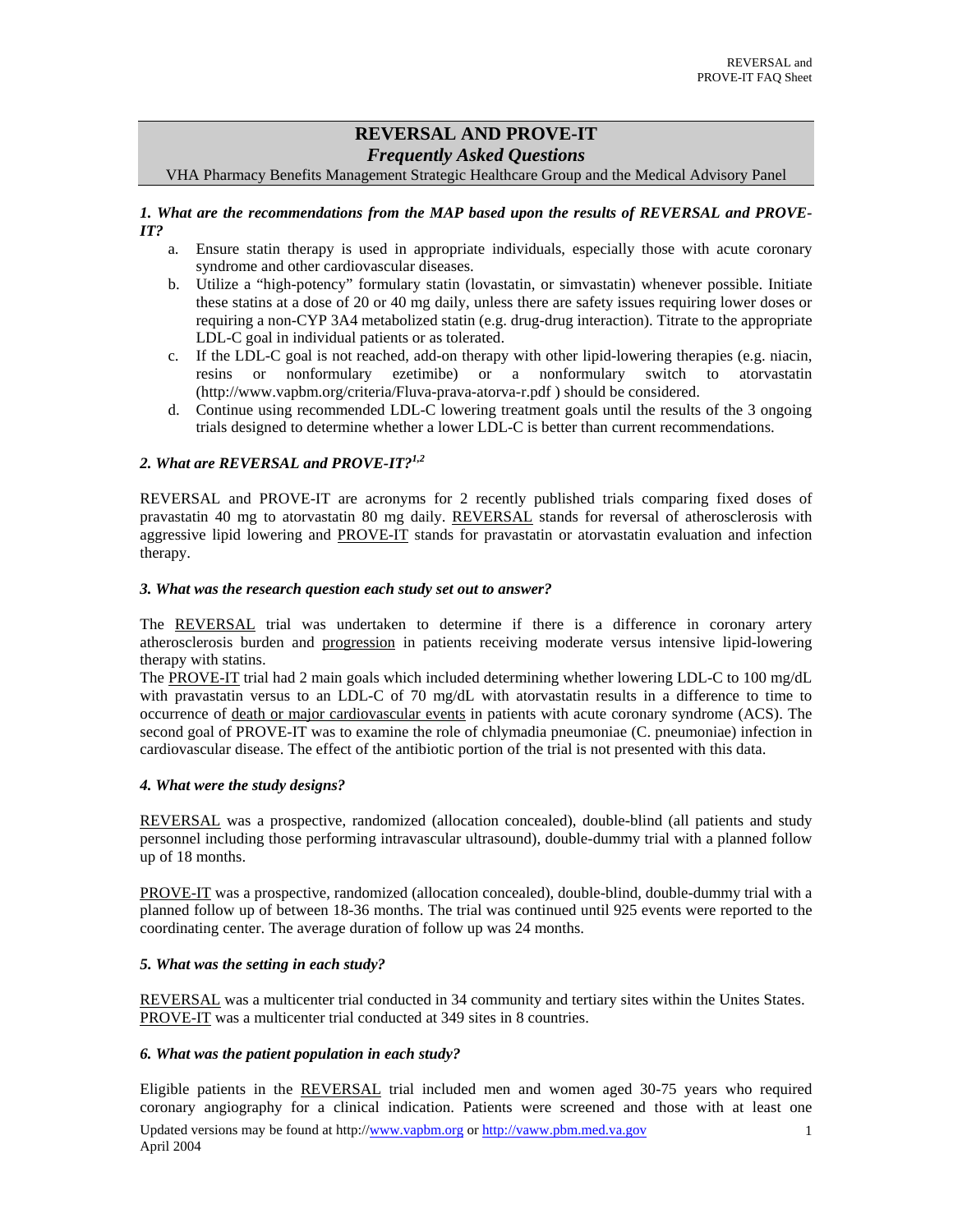# REVERSAL AND PROVE-IT

## *Frequently Asked Questions*

VHA Pharmacy Benefits Management Strategic Healthcare Group and the Medical Advisory Panel

### *1. What are the recommendations from the MAP based upon the results of REVERSAL and PROVE-IT?*

a. Ensure statin therapy is used in appropriate individuals, especially those with acute coronary syndrome and other cardiovascular diseases.

b. Utilize a "high-potency" formulary statin (lovastatin, or simvastatin) whenever possible. Initiate these statins at a dose of 20 or 40 mg daily, unless there are safety issues requiring lower doses or requiring a non-CYP 3A4 metabolized statin (e.g. drug-drug interaction). Titrate to the appropriate LDL-C goal in individual patients or as tolerated.

c. If the LDL-C goal is not reached, add-on therapy with other lipid-lowering therapies (e.g. niacin, resins or nonformulary ezetimibe) or a nonformulary switch to atorvastatin (http://www.vapbm.org/criteria/Fluva-prava-atorva-r.pdf ) should be considered.

d. Continue using recommended LDL-C lowering treatment goals until the results of the 3 ongoing trials designed to determine whether a lower LDL-C is better than current recommendations.

### *2. What are REVERSAL and PROVE-IT?[1,2]*

REVERSAL and PROVE-IT are acronyms for 2 recently published trials comparing fixed doses of pravastatin 40 mg to atorvastatin 80 mg daily. REVERSAL stands for reversal of atherosclerosis with aggressive lipid lowering and PROVE-IT stands for pravastatin or atorvastatin evaluation and infection therapy.

### *3. What was the research question each study set out to answer?*

The REVERSAL trial was undertaken to determine if there is a difference in coronary artery atherosclerosis burden and progression in patients receiving moderate versus intensive lipid-lowering therapy with statins.

The PROVE-IT trial had 2 main goals which included determining whether lowering LDL-C to 100 mg/dL with pravastatin versus to an LDL-C of 70 mg/dL with atorvastatin results in a difference to time to occurrence of death or major cardiovascular events in patients with acute coronary syndrome (ACS). The second goal of PROVE-IT was to examine the role of chlymadia pneumoniae (C. pneumoniae) infection in cardiovascular disease. The effect of the antibiotic portion of the trial is not presented with this data.

### *4. What were the study designs?*

REVERSAL was a prospective, randomized (allocation concealed), double-blind (all patients and study personnel including those performing intravascular ultrasound), double-dummy trial with a planned follow up of 18 months.

PROVE-IT was a prospective, randomized (allocation concealed), double-blind, double-dummy trial with a planned follow up of between 18-36 months. The trial was continued until 925 events were reported to the coordinating center. The average duration of follow up was 24 months.

### *5. What was the setting in each study?*

REVERSAL was a multicenter trial conducted in 34 community and tertiary sites within the Unites States.
PROVE-IT was a multicenter trial conducted at 349 sites in 8 countries.

### *6. What was the patient population in each study?*

Eligible patients in the REVERSAL trial included men and women aged 30-75 years who required coronary angiography for a clinical indication. Patients were screened and those with at least one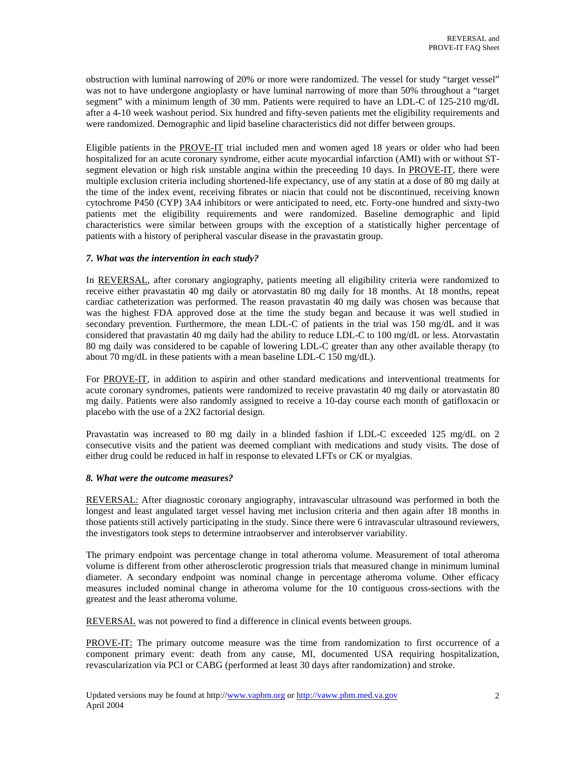obstruction with luminal narrowing of 20% or more were randomized. The vessel for study "target vessel" was not to have undergone angioplasty or have luminal narrowing of more than 50% throughout a "target segment" with a minimum length of 30 mm. Patients were required to have an LDL-C of 125-210 mg/dL after a 4-10 week washout period. Six hundred and fifty-seven patients met the eligibility requirements and were randomized. Demographic and lipid baseline characteristics did not differ between groups.

Eligible patients in the PROVE-IT trial included men and women aged 18 years or older who had been hospitalized for an acute coronary syndrome, either acute myocardial infarction (AMI) with or without ST-segment elevation or high risk unstable angina within the preceeding 10 days. In PROVE-IT, there were multiple exclusion criteria including shortened-life expectancy, use of any statin at a dose of 80 mg daily at the time of the index event, receiving fibrates or niacin that could not be discontinued, receiving known cytochrome P450 (CYP) 3A4 inhibitors or were anticipated to need, etc. Forty-one hundred and sixty-two patients met the eligibility requirements and were randomized. Baseline demographic and lipid characteristics were similar between groups with the exception of a statistically higher percentage of patients with a history of peripheral vascular disease in the pravastatin group.

### *7. What was the intervention in each study?*

In REVERSAL, after coronary angiography, patients meeting all eligibility criteria were randomized to receive either pravastatin 40 mg daily or atorvastatin 80 mg daily for 18 months. At 18 months, repeat cardiac catheterization was performed. The reason pravastatin 40 mg daily was chosen was because that was the highest FDA approved dose at the time the study began and because it was well studied in secondary prevention. Furthermore, the mean LDL-C of patients in the trial was 150 mg/dL and it was considered that pravastatin 40 mg daily had the ability to reduce LDL-C to 100 mg/dL or less. Atorvastatin 80 mg daily was considered to be capable of lowering LDL-C greater than any other available therapy (to about 70 mg/dL in these patients with a mean baseline LDL-C 150 mg/dL).

For PROVE-IT, in addition to aspirin and other standard medications and interventional treatments for acute coronary syndromes, patients were randomized to receive pravastatin 40 mg daily or atorvastatin 80 mg daily. Patients were also randomly assigned to receive a 10-day course each month of gatifloxacin or placebo with the use of a 2X2 factorial design.

Pravastatin was increased to 80 mg daily in a blinded fashion if LDL-C exceeded 125 mg/dL on 2 consecutive visits and the patient was deemed compliant with medications and study visits. The dose of either drug could be reduced in half in response to elevated LFTs or CK or myalgias.

### *8. What were the outcome measures?*

REVERSAL: After diagnostic coronary angiography, intravascular ultrasound was performed in both the longest and least angulated target vessel having met inclusion criteria and then again after 18 months in those patients still actively participating in the study. Since there were 6 intravascular ultrasound reviewers, the investigators took steps to determine intraobserver and interobserver variability.

The primary endpoint was percentage change in total atheroma volume. Measurement of total atheroma volume is different from other atherosclerotic progression trials that measured change in minimum luminal diameter. A secondary endpoint was nominal change in percentage atheroma volume. Other efficacy measures included nominal change in atheroma volume for the 10 contiguous cross-sections with the greatest and the least atheroma volume.

REVERSAL was not powered to find a difference in clinical events between groups.

PROVE-IT: The primary outcome measure was the time from randomization to first occurrence of a component primary event: death from any cause, MI, documented USA requiring hospitalization, revascularization via PCI or CABG (performed at least 30 days after randomization) and stroke.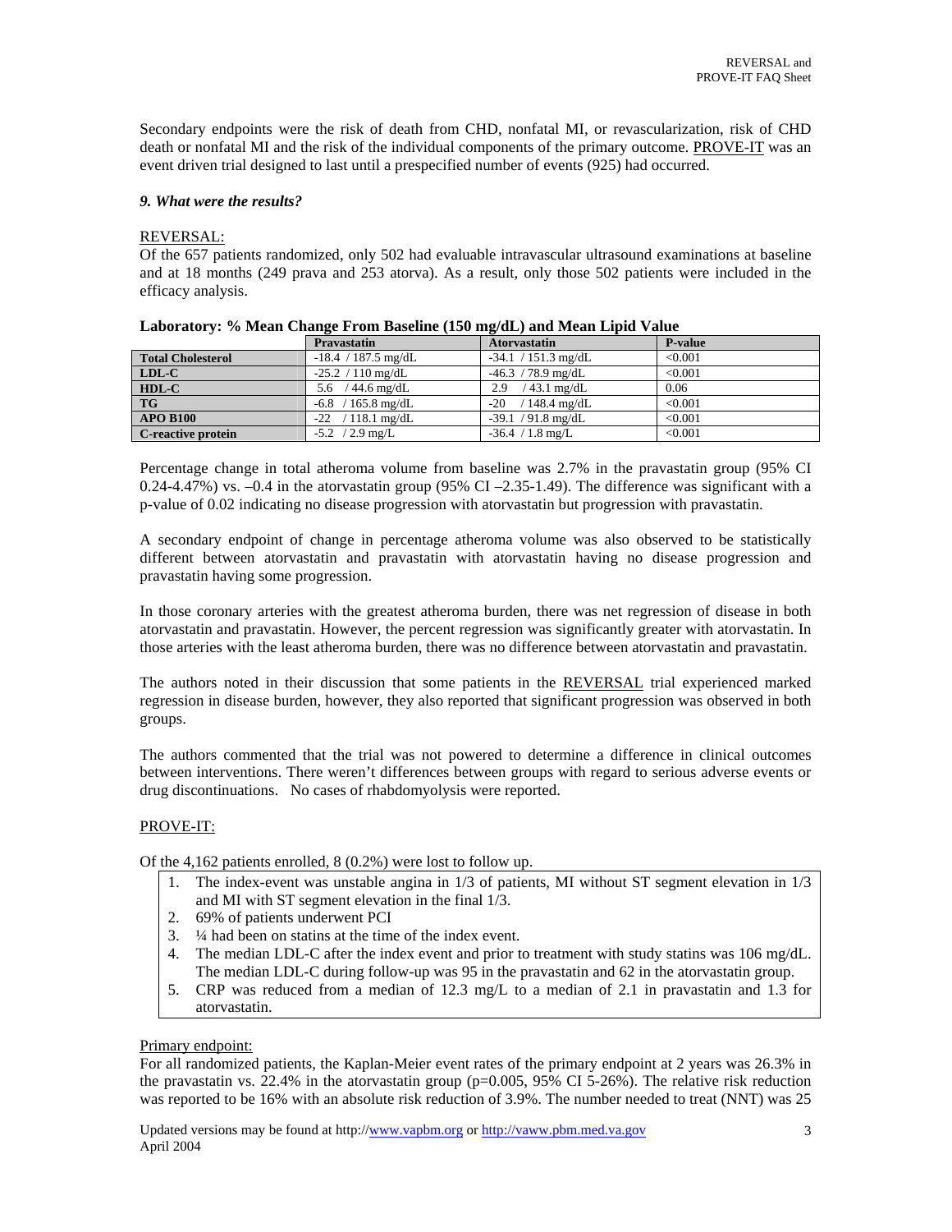Secondary endpoints were the risk of death from CHD, nonfatal MI, or revascularization, risk of CHD death or nonfatal MI and the risk of the individual components of the primary outcome. PROVE-IT was an event driven trial designed to last until a prespecified number of events (925) had occurred.

### *9. What were the results?*

REVERSAL:

Of the 657 patients randomized, only 502 had evaluable intravascular ultrasound examinations at baseline and at 18 months (249 prava and 253 atorva). As a result, only those 502 patients were included in the efficacy analysis.

**Laboratory: % Mean Change From Baseline (150 mg/dL) and Mean Lipid Value**

| | Pravastatin | Atorvastatin | P-value |
|---|---|---|---|
| **Total Cholesterol** | -18.4 / 187.5 mg/dL | -34.1 / 151.3 mg/dL | <0.001 |
| **LDL-C** | -25.2 / 110 mg/dL | -46.3 / 78.9 mg/dL | <0.001 |
| **HDL-C** | 5.6 / 44.6 mg/dL | 2.9 / 43.1 mg/dL | 0.06 |
| **TG** | -6.8 / 165.8 mg/dL | -20 / 148.4 mg/dL | <0.001 |
| **APO B100** | -22 / 118.1 mg/dL | -39.1 / 91.8 mg/dL | <0.001 |
| **C-reactive protein** | -5.2 / 2.9 mg/L | -36.4 / 1.8 mg/L | <0.001 |

Percentage change in total atheroma volume from baseline was 2.7% in the pravastatin group (95% CI 0.24-4.47%) vs. –0.4 in the atorvastatin group (95% CI –2.35-1.49). The difference was significant with a p-value of 0.02 indicating no disease progression with atorvastatin but progression with pravastatin.

A secondary endpoint of change in percentage atheroma volume was also observed to be statistically different between atorvastatin and pravastatin with atorvastatin having no disease progression and pravastatin having some progression.

In those coronary arteries with the greatest atheroma burden, there was net regression of disease in both atorvastatin and pravastatin. However, the percent regression was significantly greater with atorvastatin. In those arteries with the least atheroma burden, there was no difference between atorvastatin and pravastatin.

The authors noted in their discussion that some patients in the REVERSAL trial experienced marked regression in disease burden, however, they also reported that significant progression was observed in both groups.

The authors commented that the trial was not powered to determine a difference in clinical outcomes between interventions. There weren't differences between groups with regard to serious adverse events or drug discontinuations. No cases of rhabdomyolysis were reported.

PROVE-IT:

Of the 4,162 patients enrolled, 8 (0.2%) were lost to follow up.

1. The index-event was unstable angina in 1/3 of patients, MI without ST segment elevation in 1/3 and MI with ST segment elevation in the final 1/3.
2. 69% of patients underwent PCI
3. ¼ had been on statins at the time of the index event.
4. The median LDL-C after the index event and prior to treatment with study statins was 106 mg/dL. The median LDL-C during follow-up was 95 in the pravastatin and 62 in the atorvastatin group.
5. CRP was reduced from a median of 12.3 mg/L to a median of 2.1 in pravastatin and 1.3 for atorvastatin.

Primary endpoint:

For all randomized patients, the Kaplan-Meier event rates of the primary endpoint at 2 years was 26.3% in the pravastatin vs. 22.4% in the atorvastatin group (p=0.005, 95% CI 5-26%). The relative risk reduction was reported to be 16% with an absolute risk reduction of 3.9%. The number needed to treat (NNT) was 25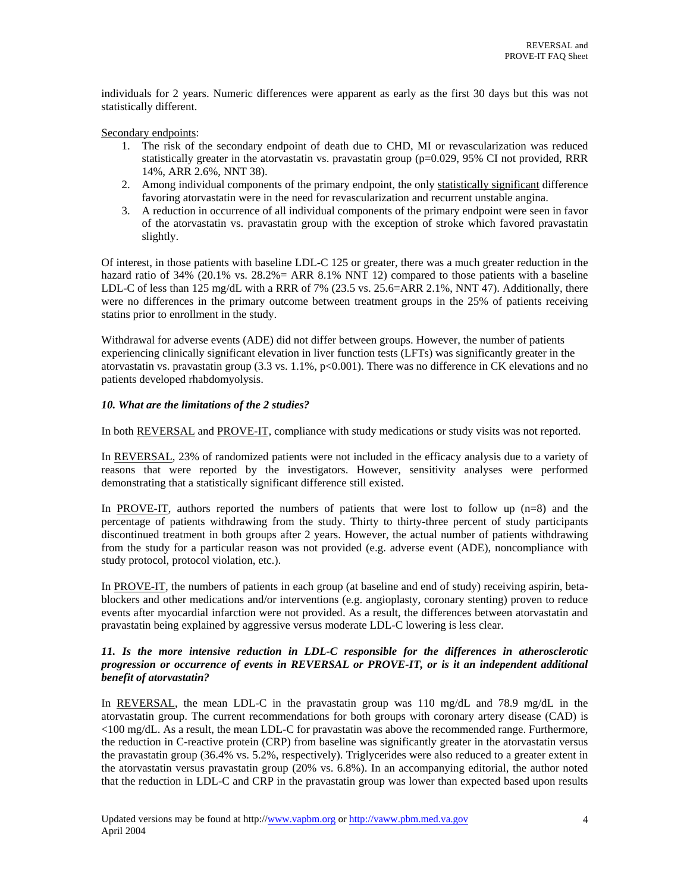individuals for 2 years. Numeric differences were apparent as early as the first 30 days but this was not statistically different.

Secondary endpoints:

1. The risk of the secondary endpoint of death due to CHD, MI or revascularization was reduced statistically greater in the atorvastatin vs. pravastatin group (p=0.029, 95% CI not provided, RRR 14%, ARR 2.6%, NNT 38).
2. Among individual components of the primary endpoint, the only statistically significant difference favoring atorvastatin were in the need for revascularization and recurrent unstable angina.
3. A reduction in occurrence of all individual components of the primary endpoint were seen in favor of the atorvastatin vs. pravastatin group with the exception of stroke which favored pravastatin slightly.

Of interest, in those patients with baseline LDL-C 125 or greater, there was a much greater reduction in the hazard ratio of 34% (20.1% vs. 28.2%= ARR 8.1% NNT 12) compared to those patients with a baseline LDL-C of less than 125 mg/dL with a RRR of 7% (23.5 vs. 25.6=ARR 2.1%, NNT 47). Additionally, there were no differences in the primary outcome between treatment groups in the 25% of patients receiving statins prior to enrollment in the study.

Withdrawal for adverse events (ADE) did not differ between groups. However, the number of patients experiencing clinically significant elevation in liver function tests (LFTs) was significantly greater in the atorvastatin vs. pravastatin group (3.3 vs. 1.1%, p<0.001). There was no difference in CK elevations and no patients developed rhabdomyolysis.

***10. What are the limitations of the 2 studies?***

In both REVERSAL and PROVE-IT, compliance with study medications or study visits was not reported.

In REVERSAL, 23% of randomized patients were not included in the efficacy analysis due to a variety of reasons that were reported by the investigators. However, sensitivity analyses were performed demonstrating that a statistically significant difference still existed.

In PROVE-IT, authors reported the numbers of patients that were lost to follow up (n=8) and the percentage of patients withdrawing from the study. Thirty to thirty-three percent of study participants discontinued treatment in both groups after 2 years. However, the actual number of patients withdrawing from the study for a particular reason was not provided (e.g. adverse event (ADE), noncompliance with study protocol, protocol violation, etc.).

In PROVE-IT, the numbers of patients in each group (at baseline and end of study) receiving aspirin, beta-blockers and other medications and/or interventions (e.g. angioplasty, coronary stenting) proven to reduce events after myocardial infarction were not provided. As a result, the differences between atorvastatin and pravastatin being explained by aggressive versus moderate LDL-C lowering is less clear.

***11. Is the more intensive reduction in LDL-C responsible for the differences in atherosclerotic progression or occurrence of events in REVERSAL or PROVE-IT, or is it an independent additional benefit of atorvastatin?***

In REVERSAL, the mean LDL-C in the pravastatin group was 110 mg/dL and 78.9 mg/dL in the atorvastatin group. The current recommendations for both groups with coronary artery disease (CAD) is <100 mg/dL. As a result, the mean LDL-C for pravastatin was above the recommended range. Furthermore, the reduction in C-reactive protein (CRP) from baseline was significantly greater in the atorvastatin versus the pravastatin group (36.4% vs. 5.2%, respectively). Triglycerides were also reduced to a greater extent in the atorvastatin versus pravastatin group (20% vs. 6.8%). In an accompanying editorial, the author noted that the reduction in LDL-C and CRP in the pravastatin group was lower than expected based upon results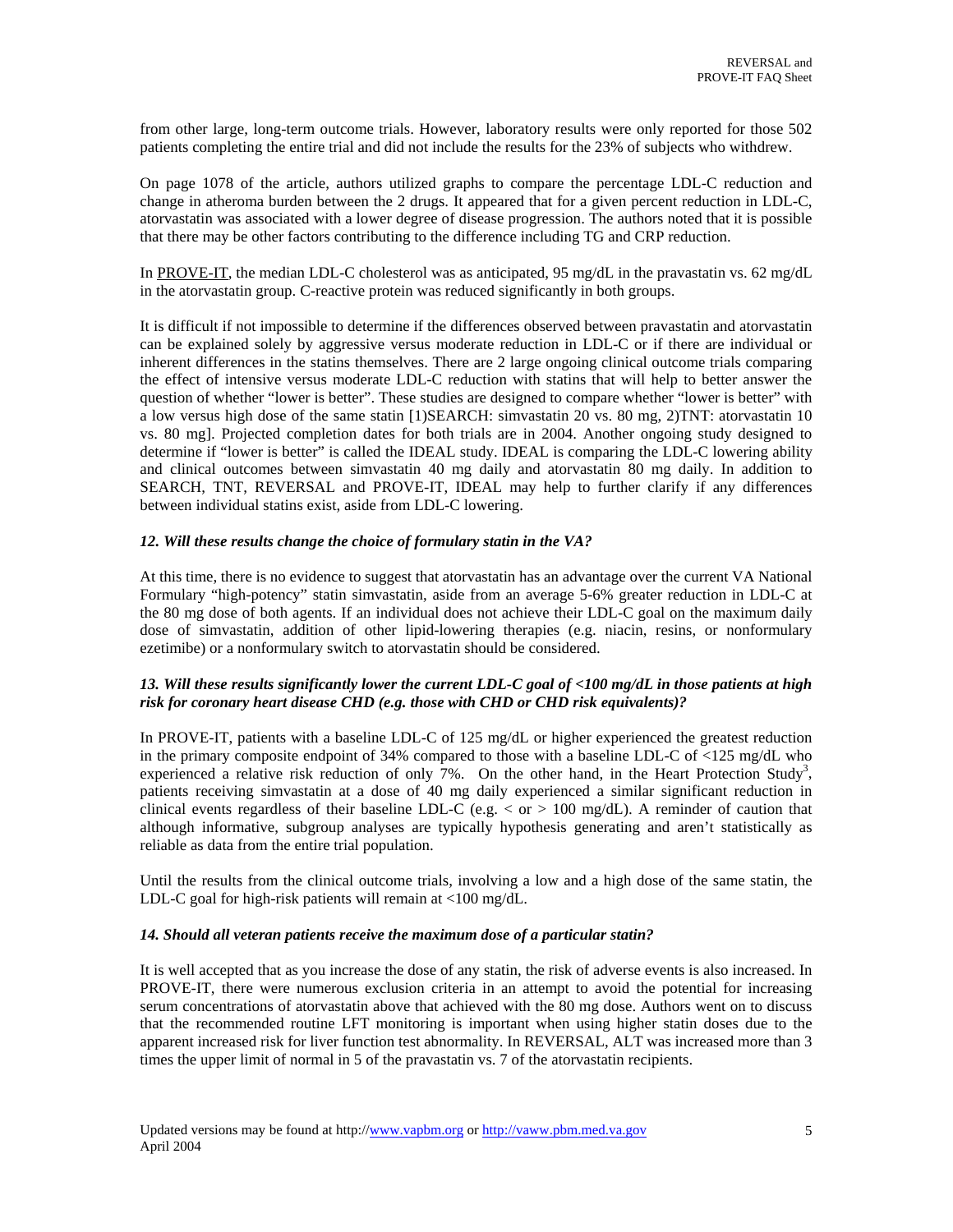from other large, long-term outcome trials. However, laboratory results were only reported for those 502 patients completing the entire trial and did not include the results for the 23% of subjects who withdrew.

On page 1078 of the article, authors utilized graphs to compare the percentage LDL-C reduction and change in atheroma burden between the 2 drugs. It appeared that for a given percent reduction in LDL-C, atorvastatin was associated with a lower degree of disease progression. The authors noted that it is possible that there may be other factors contributing to the difference including TG and CRP reduction.

In PROVE-IT, the median LDL-C cholesterol was as anticipated, 95 mg/dL in the pravastatin vs. 62 mg/dL in the atorvastatin group. C-reactive protein was reduced significantly in both groups.

It is difficult if not impossible to determine if the differences observed between pravastatin and atorvastatin can be explained solely by aggressive versus moderate reduction in LDL-C or if there are individual or inherent differences in the statins themselves. There are 2 large ongoing clinical outcome trials comparing the effect of intensive versus moderate LDL-C reduction with statins that will help to better answer the question of whether "lower is better". These studies are designed to compare whether "lower is better" with a low versus high dose of the same statin [1)SEARCH: simvastatin 20 vs. 80 mg, 2)TNT: atorvastatin 10 vs. 80 mg]. Projected completion dates for both trials are in 2004. Another ongoing study designed to determine if "lower is better" is called the IDEAL study. IDEAL is comparing the LDL-C lowering ability and clinical outcomes between simvastatin 40 mg daily and atorvastatin 80 mg daily. In addition to SEARCH, TNT, REVERSAL and PROVE-IT, IDEAL may help to further clarify if any differences between individual statins exist, aside from LDL-C lowering.

### *12. Will these results change the choice of formulary statin in the VA?*

At this time, there is no evidence to suggest that atorvastatin has an advantage over the current VA National Formulary "high-potency" statin simvastatin, aside from an average 5-6% greater reduction in LDL-C at the 80 mg dose of both agents. If an individual does not achieve their LDL-C goal on the maximum daily dose of simvastatin, addition of other lipid-lowering therapies (e.g. niacin, resins, or nonformulary ezetimibe) or a nonformulary switch to atorvastatin should be considered.

### *13. Will these results significantly lower the current LDL-C goal of <100 mg/dL in those patients at high risk for coronary heart disease CHD (e.g. those with CHD or CHD risk equivalents)?*

In PROVE-IT, patients with a baseline LDL-C of 125 mg/dL or higher experienced the greatest reduction in the primary composite endpoint of 34% compared to those with a baseline LDL-C of <125 mg/dL who experienced a relative risk reduction of only 7%. On the other hand, in the Heart Protection Study[3], patients receiving simvastatin at a dose of 40 mg daily experienced a similar significant reduction in clinical events regardless of their baseline LDL-C (e.g. < or > 100 mg/dL). A reminder of caution that although informative, subgroup analyses are typically hypothesis generating and aren't statistically as reliable as data from the entire trial population.

Until the results from the clinical outcome trials, involving a low and a high dose of the same statin, the LDL-C goal for high-risk patients will remain at <100 mg/dL.

### *14. Should all veteran patients receive the maximum dose of a particular statin?*

It is well accepted that as you increase the dose of any statin, the risk of adverse events is also increased. In PROVE-IT, there were numerous exclusion criteria in an attempt to avoid the potential for increasing serum concentrations of atorvastatin above that achieved with the 80 mg dose. Authors went on to discuss that the recommended routine LFT monitoring is important when using higher statin doses due to the apparent increased risk for liver function test abnormality. In REVERSAL, ALT was increased more than 3 times the upper limit of normal in 5 of the pravastatin vs. 7 of the atorvastatin recipients.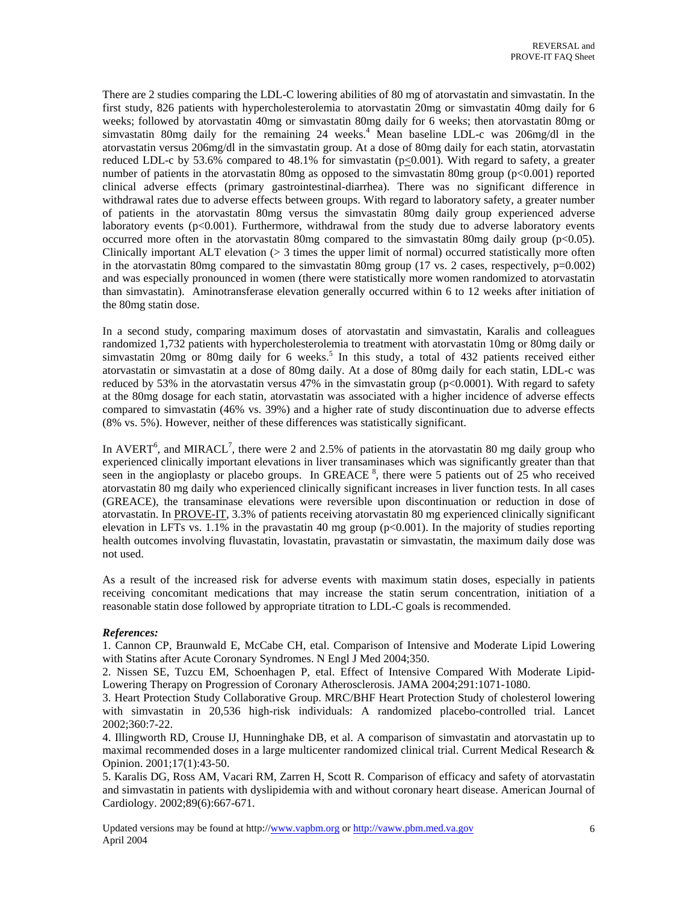There are 2 studies comparing the LDL-C lowering abilities of 80 mg of atorvastatin and simvastatin. In the first study, 826 patients with hypercholesterolemia to atorvastatin 20mg or simvastatin 40mg daily for 6 weeks; followed by atorvastatin 40mg or simvastatin 80mg daily for 6 weeks; then atorvastatin 80mg or simvastatin 80mg daily for the remaining 24 weeks.[4] Mean baseline LDL-c was 206mg/dl in the atorvastatin versus 206mg/dl in the simvastatin group. At a dose of 80mg daily for each statin, atorvastatin reduced LDL-c by 53.6% compared to 48.1% for simvastatin ($p \leq 0.001$). With regard to safety, a greater number of patients in the atorvastatin 80mg as opposed to the simvastatin 80mg group ($p<0.001$) reported clinical adverse effects (primary gastrointestinal-diarrhea). There was no significant difference in withdrawal rates due to adverse effects between groups. With regard to laboratory safety, a greater number of patients in the atorvastatin 80mg versus the simvastatin 80mg daily group experienced adverse laboratory events ($p<0.001$). Furthermore, withdrawal from the study due to adverse laboratory events occurred more often in the atorvastatin 80mg compared to the simvastatin 80mg daily group ($p<0.05$). Clinically important ALT elevation (> 3 times the upper limit of normal) occurred statistically more often in the atorvastatin 80mg compared to the simvastatin 80mg group (17 vs. 2 cases, respectively, $p=0.002$) and was especially pronounced in women (there were statistically more women randomized to atorvastatin than simvastatin). Aminotransferase elevation generally occurred within 6 to 12 weeks after initiation of the 80mg statin dose.

In a second study, comparing maximum doses of atorvastatin and simvastatin, Karalis and colleagues randomized 1,732 patients with hypercholesterolemia to treatment with atorvastatin 10mg or 80mg daily or simvastatin 20mg or 80mg daily for 6 weeks.[5] In this study, a total of 432 patients received either atorvastatin or simvastatin at a dose of 80mg daily. At a dose of 80mg daily for each statin, LDL-c was reduced by 53% in the atorvastatin versus 47% in the simvastatin group ($p<0.0001$). With regard to safety at the 80mg dosage for each statin, atorvastatin was associated with a higher incidence of adverse effects compared to simvastatin (46% vs. 39%) and a higher rate of study discontinuation due to adverse effects (8% vs. 5%). However, neither of these differences was statistically significant.

In AVERT[6], and MIRACL[7], there were 2 and 2.5% of patients in the atorvastatin 80 mg daily group who experienced clinically important elevations in liver transaminases which was significantly greater than that seen in the angioplasty or placebo groups. In GREACE [8], there were 5 patients out of 25 who received atorvastatin 80 mg daily who experienced clinically significant increases in liver function tests. In all cases (GREACE), the transaminase elevations were reversible upon discontinuation or reduction in dose of atorvastatin. In PROVE-IT, 3.3% of patients receiving atorvastatin 80 mg experienced clinically significant elevation in LFTs vs. 1.1% in the pravastatin 40 mg group ($p<0.001$). In the majority of studies reporting health outcomes involving fluvastatin, lovastatin, pravastatin or simvastatin, the maximum daily dose was not used.

As a result of the increased risk for adverse events with maximum statin doses, especially in patients receiving concomitant medications that may increase the statin serum concentration, initiation of a reasonable statin dose followed by appropriate titration to LDL-C goals is recommended.

***References:***

1. Cannon CP, Braunwald E, McCabe CH, etal. Comparison of Intensive and Moderate Lipid Lowering with Statins after Acute Coronary Syndromes. N Engl J Med 2004;350.
2. Nissen SE, Tuzcu EM, Schoenhagen P, etal. Effect of Intensive Compared With Moderate Lipid-Lowering Therapy on Progression of Coronary Atherosclerosis. JAMA 2004;291:1071-1080.
3. Heart Protection Study Collaborative Group. MRC/BHF Heart Protection Study of cholesterol lowering with simvastatin in 20,536 high-risk individuals: A randomized placebo-controlled trial. Lancet 2002;360:7-22.
4. Illingworth RD, Crouse IJ, Hunninghake DB, et al. A comparison of simvastatin and atorvastatin up to maximal recommended doses in a large multicenter randomized clinical trial. Current Medical Research & Opinion. 2001;17(1):43-50.
5. Karalis DG, Ross AM, Vacari RM, Zarren H, Scott R. Comparison of efficacy and safety of atorvastatin and simvastatin in patients with dyslipidemia with and without coronary heart disease. American Journal of Cardiology. 2002;89(6):667-671.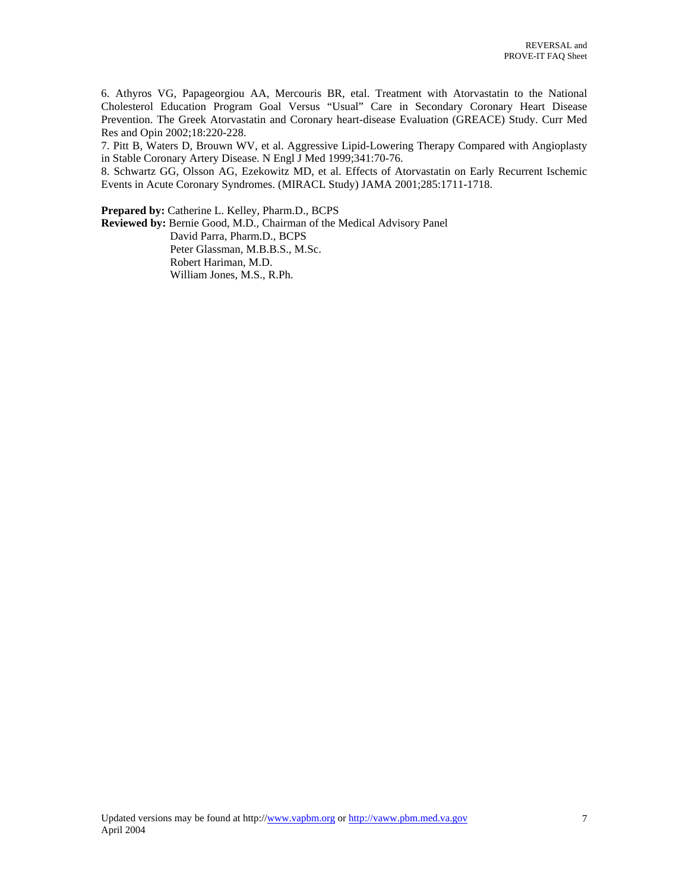6. Athyros VG, Papageorgiou AA, Mercouris BR, etal. Treatment with Atorvastatin to the National Cholesterol Education Program Goal Versus "Usual" Care in Secondary Coronary Heart Disease Prevention. The Greek Atorvastatin and Coronary heart-disease Evaluation (GREACE) Study. Curr Med Res and Opin 2002;18:220-228.

7. Pitt B, Waters D, Brouwn WV, et al. Aggressive Lipid-Lowering Therapy Compared with Angioplasty in Stable Coronary Artery Disease. N Engl J Med 1999;341:70-76.

8. Schwartz GG, Olsson AG, Ezekowitz MD, et al. Effects of Atorvastatin on Early Recurrent Ischemic Events in Acute Coronary Syndromes. (MIRACL Study) JAMA 2001;285:1711-1718.

**Prepared by:** Catherine L. Kelley, Pharm.D., BCPS
**Reviewed by:** Bernie Good, M.D., Chairman of the Medical Advisory Panel
David Parra, Pharm.D., BCPS
Peter Glassman, M.B.B.S., M.Sc.
Robert Hariman, M.D.
William Jones, M.S., R.Ph.

Updated versions may be found at http://www.vapbm.org or http://vaww.pbm.med.va.gov
April 2004